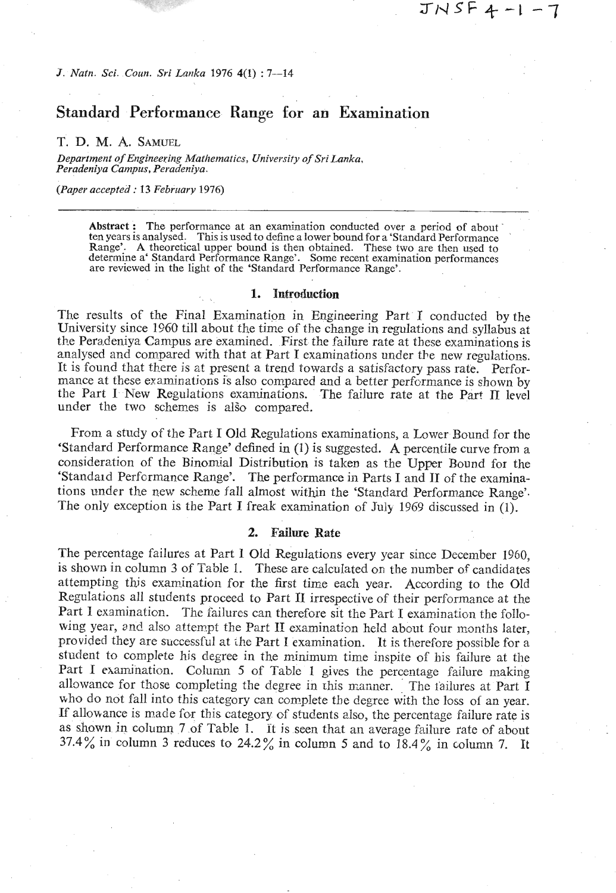# Standard Performance Range for an Examination

T. D. M. A. SAMUEL

*Department of Engineering Mathematics, University of Sri Lanka, Peradeniya Campus, Peradeniya.*

*(Paper accepted : 13 February 1976)*

---

**Abstract :** The performance at an examination conducted over a period of about ten years is analysed. This is used to define a lower bound for a 'Standard Performance Range'. A theoretical upper bound is then obtained. These two are then used to determine a 'Standard Performance Range'. Some recent examination performances are reviewed in the light of the 'Standard Performance Range'.

## 1. Introduction

The results of the Final Examination in Engineering Part I conducted by the University since 1960 till about the time of the change in regulations and syllabus at the Peradeniya Campus are examined. First the failure rate at these examinations is analysed and compared with that at Part I examinations under the new regulations. It is found that there is at present a trend towards a satisfactory pass rate. Performance at these examinations is also compared and a better performance is shown by the Part I New Regulations examinations. The failure rate at the Part II level under the two schemes is also compared.

From a study of the Part I Old Regulations examinations, a Lower Bound for the 'Standard Performance Range' defined in (1) is suggested. A percentile curve from a consideration of the Binomial Distribution is taken as the Upper Bound for the 'Standard Performance Range'. The performance in Parts I and II of the examinations under the new scheme fall almost within the 'Standard Performance Range'. The only exception is the Part I freak examination of July 1969 discussed in (1).

## 2. Failure Rate

The percentage failures at Part I Old Regulations every year since December 1960, is shown in column 3 of Table 1. These are calculated on the number of candidates attempting this examination for the first time each year. According to the Old Regulations all students proceed to Part II irrespective of their performance at the Part I examination. The failures can therefore sit the Part I examination the following year, and also attempt the Part II examination held about four months later, provided they are successful at the Part I examination. It is therefore possible for a student to complete his degree in the minimum time inspite of his failure at the Part I examination. Column 5 of Table 1 gives the percentage failure making allowance for those completing the degree in this manner. The failures at Part I who do not fall into this category can complete the degree with the loss of an year. If allowance is made for this category of students also, the percentage failure rate is as shown in column 7 of Table 1. It is seen that an average failure rate of about 37.4% in column 3 reduces to 24.2% in column 5 and to 18.4% in column 7. It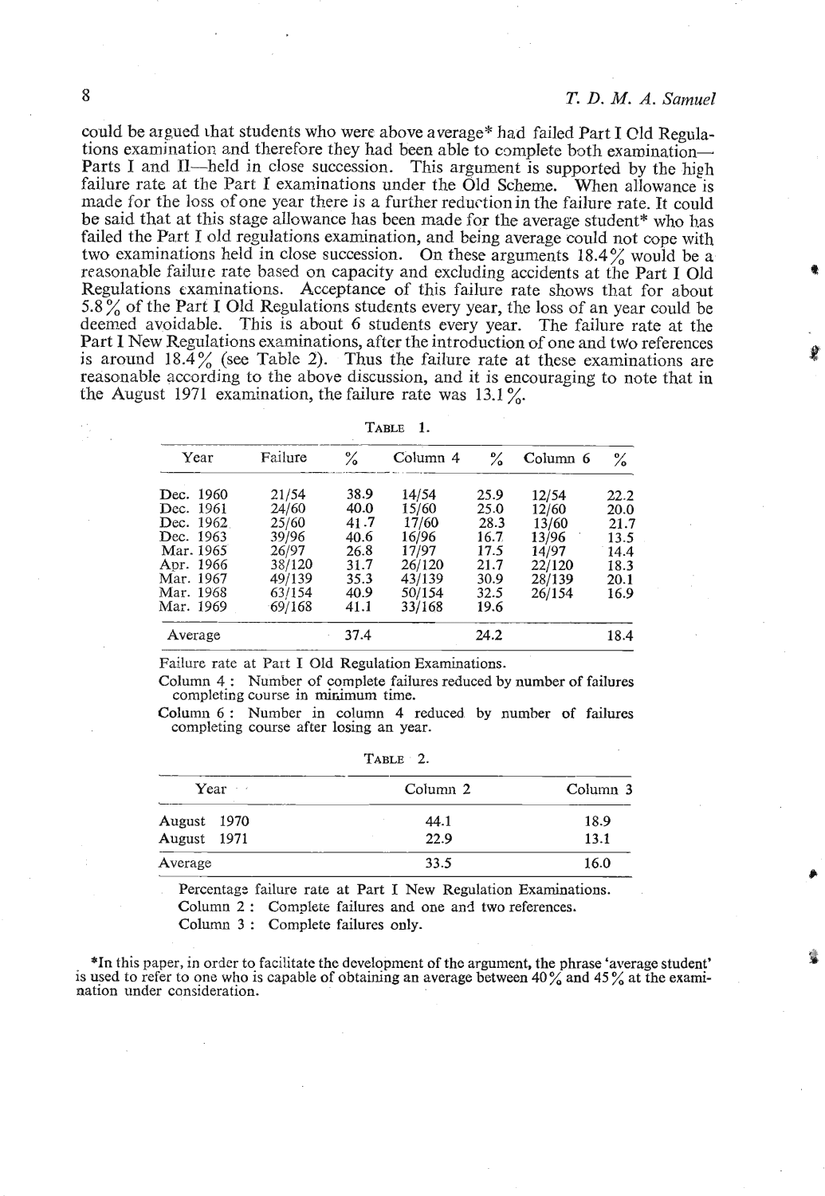could be argued that students who were above average* had failed Part I Old Regulations examination and therefore they had been able to complete both examination—Parts I and II—held in close succession. This argument is supported by the high failure rate at the Part I examinations under the Old Scheme. When allowance is made for the loss of one year there is a further reduction in the failure rate. It could be said that at this stage allowance has been made for the average student* who has failed the Part I old regulations examination, and being average could not cope with two examinations held in close succession. On these arguments 18.4% would be a reasonable failure rate based on capacity and excluding accidents at the Part I Old Regulations examinations. Acceptance of this failure rate shows that for about 5.8% of the Part I Old Regulations students every year, the loss of an year could be deemed avoidable. This is about 6 students every year. The failure rate at the Part I New Regulations examinations, after the introduction of one and two references is around 18.4% (see Table 2). Thus the failure rate at these examinations are reasonable according to the above discussion, and it is encouraging to note that in the August 1971 examination, the failure rate was 13.1%.

TABLE 1.

| Year | Failure | % | Column 4 | % | Column 6 | % |
|---|---|---|---|---|---|---|
| Dec. 1960 | 21/54 | 38.9 | 14/54 | 25.9 | 12/54 | 22.2 |
| Dec. 1961 | 24/60 | 40.0 | 15/60 | 25.0 | 12/60 | 20.0 |
| Dec. 1962 | 25/60 | 41.7 | 17/60 | 28.3 | 13/60 | 21.7 |
| Dec. 1963 | 39/96 | 40.6 | 16/96 | 16.7 | 13/96 | 13.5 |
| Mar. 1965 | 26/97 | 26.8 | 17/97 | 17.5 | 14/97 | 14.4 |
| Apr. 1966 | 38/120 | 31.7 | 26/120 | 21.7 | 22/120 | 18.3 |
| Mar. 1967 | 49/139 | 35.3 | 43/139 | 30.9 | 28/139 | 20.1 |
| Mar. 1968 | 63/154 | 40.9 | 50/154 | 32.5 | 26/154 | 16.9 |
| Mar. 1969 | 69/168 | 41.1 | 33/168 | 19.6 | | |
| Average | | 37.4 | | 24.2 | | 18.4 |

Failure rate at Part I Old Regulation Examinations.

Column 4 : Number of complete failures reduced by number of failures completing course in minimum time.

Column 6 : Number in column 4 reduced by number of failures completing course after losing an year.

TABLE 2.

| Year | Column 2 | Column 3 |
|---|---|---|
| August 1970 | 44.1 | 18.9 |
| August 1971 | 22.9 | 13.1 |
| Average | 33.5 | 16.0 |

Percentage failure rate at Part I New Regulation Examinations.

Column 2 : Complete failures and one and two references.

Column 3 : Complete failures only.

*In this paper, in order to facilitate the development of the argument, the phrase 'average student' is used to refer to one who is capable of obtaining an average between 40% and 45% at the examination under consideration.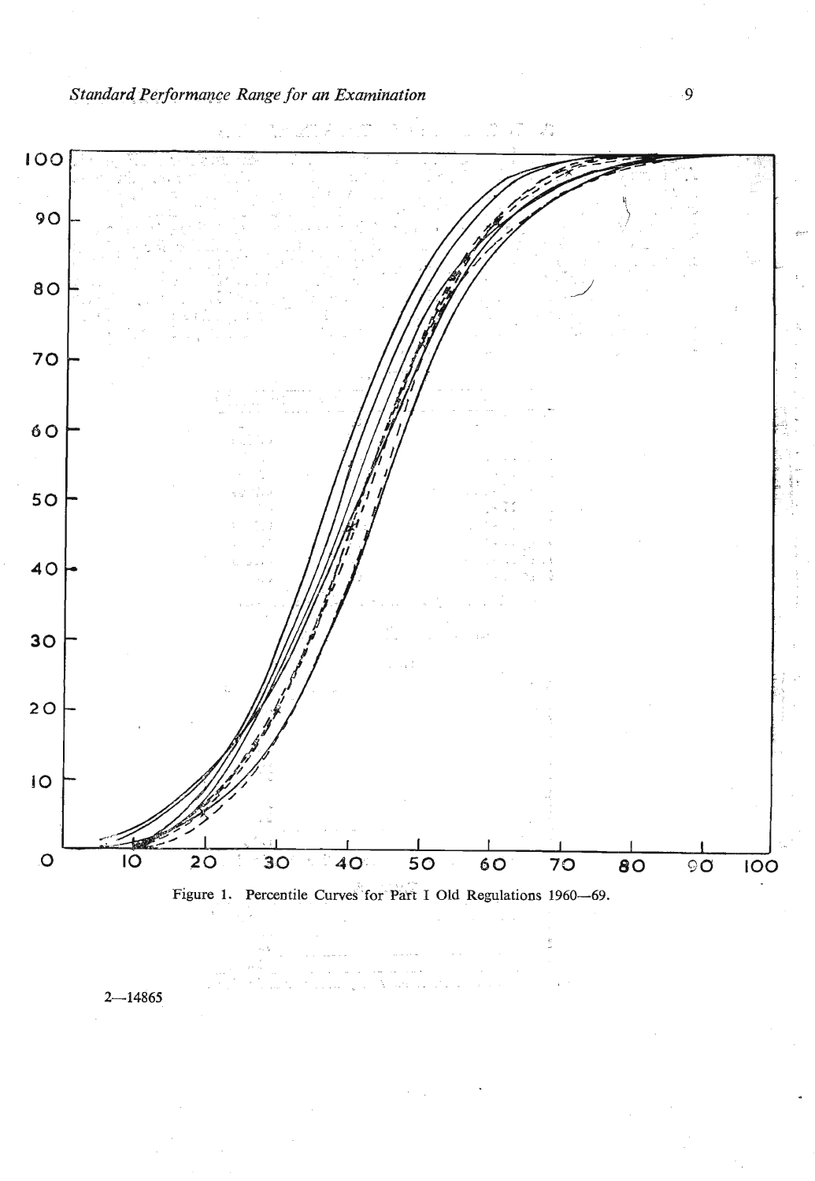Figure 1. Percentile Curves for Part I Old Regulations 1960—69.

2—14865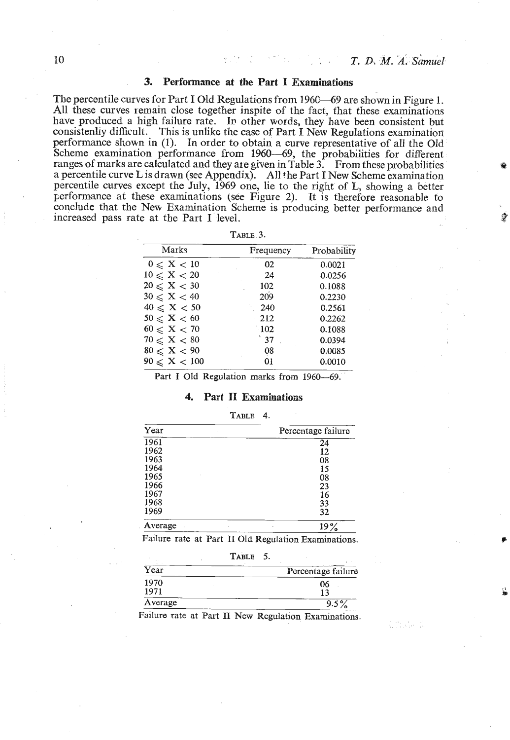## 3. Performance at the Part I Examinations

The percentile curves for Part I Old Regulations from 1960—69 are shown in Figure 1. All these curves remain close together inspite of the fact, that these examinations have produced a high failure rate. In other words, they have been consistent but consistenliy difficult. This is unlike the case of Part I New Regulations examination performance shown in (1). In order to obtain a curve representative of all the Old Scheme examination performance from 1960—69, the probabilities for different ranges of marks are calculated and they are given in Table 3. From these probabilities a percentile curve L is drawn (see Appendix). All the Part I New Scheme examination percentile curves except the July, 1969 one, lie to the right of L, showing a better performance at these examinations (see Figure 2). It is therefore reasonable to conclude that the New Examination Scheme is producing better performance and increased pass rate at the Part I level.

TABLE 3.

| Marks | Frequency | Probability |
|---|---|---|
| $0 \leqslant X < 10$ | 02 | 0.0021 |
| $10 \leqslant X < 20$ | 24 | 0.0256 |
| $20 \leqslant X < 30$ | 102 | 0.1088 |
| $30 \leqslant X < 40$ | 209 | 0.2230 |
| $40 \leqslant X < 50$ | 240 | 0.2561 |
| $50 \leqslant X < 60$ | 212 | 0.2262 |
| $60 \leqslant X < 70$ | 102 | 0.1088 |
| $70 \leqslant X < 80$ | 37 | 0.0394 |
| $80 \leqslant X < 90$ | 08 | 0.0085 |
| $90 \leqslant X < 100$ | 01 | 0.0010 |

Part I Old Regulation marks from 1960—69.

## 4. Part II Examinations

TABLE 4.

| Year | Percentage failure |
|---|---|
| 1961 | 24 |
| 1962 | 12 |
| 1963 | 08 |
| 1964 | 15 |
| 1965 | 08 |
| 1966 | 23 |
| 1967 | 16 |
| 1968 | 33 |
| 1969 | 32 |
| Average | 19% |

Failure rate at Part II Old Regulation Examinations.

TABLE 5.

| Year | Percentage failure |
|---|---|
| 1970 | 06 |
| 1971 | 13 |
| Average | 9.5% |

Failure rate at Part II New Regulation Examinations.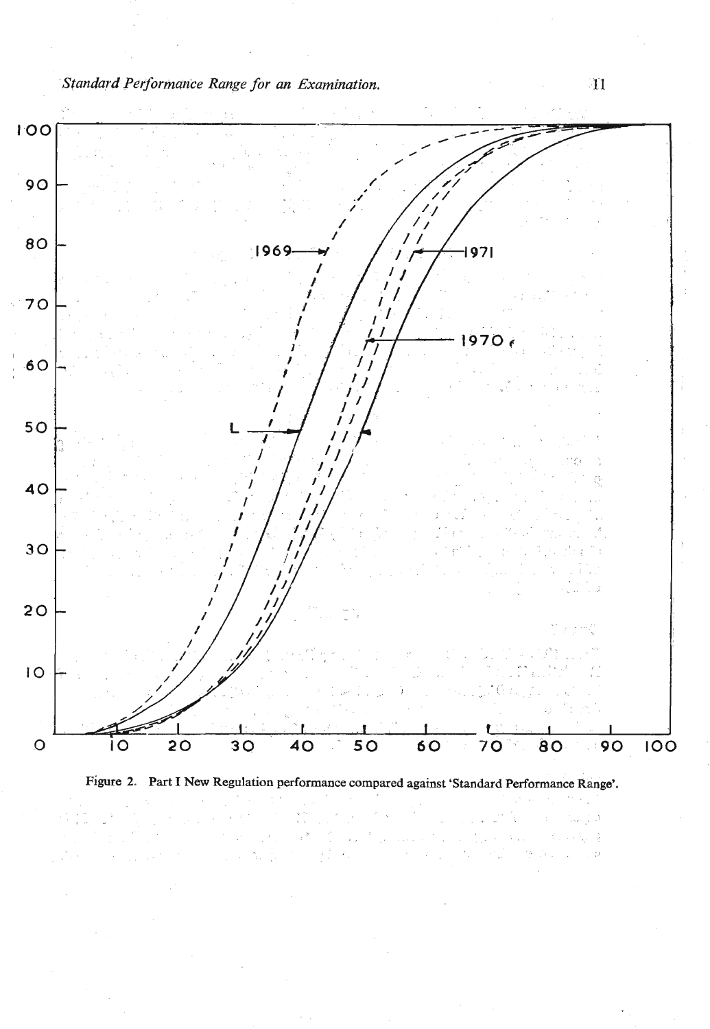Figure 2. Part I New Regulation performance compared against 'Standard Performance Range'.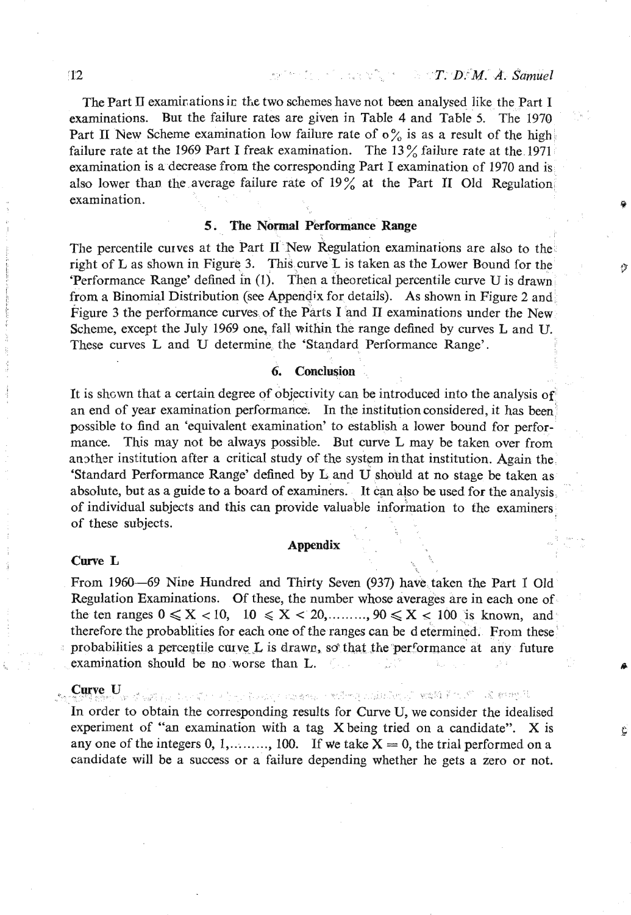The Part II examinations in the two schemes have not been analysed like the Part I examinations. But the failure rates are given in Table 4 and Table 5. The 1970 Part II New Scheme examination low failure rate of 0% is as a result of the high failure rate at the 1969 Part I freak examination. The 13% failure rate at the 1971 examination is a decrease from the corresponding Part I examination of 1970 and is also lower than the average failure rate of 19% at the Part II Old Regulation examination.

## 5. The Normal Performance Range

The percentile curves at the Part II New Regulation examinations are also to the right of L as shown in Figure 3. This curve L is taken as the Lower Bound for the 'Performance Range' defined in (1). Then a theoretical percentile curve U is drawn from a Binomial Distribution (see Appendix for details). As shown in Figure 2 and Figure 3 the performance curves of the Parts I and II examinations under the New Scheme, except the July 1969 one, fall within the range defined by curves L and U. These curves L and U determine the 'Standard Performance Range'.

## 6. Conclusion

It is shown that a certain degree of objectivity can be introduced into the analysis of an end of year examination performance. In the institution considered, it has been possible to find an 'equivalent examination' to establish a lower bound for performance. This may not be always possible. But curve L may be taken over from another institution after a critical study of the system in that institution. Again the 'Standard Performance Range' defined by L and U should at no stage be taken as absolute, but as a guide to a board of examiners. It can also be used for the analysis of individual subjects and this can provide valuable information to the examiners of these subjects.

## Appendix

**Curve L**

From 1960—69 Nine Hundred and Thirty Seven (937) have taken the Part I Old Regulation Examinations. Of these, the number whose averages are in each one of the ten ranges $0 \leqslant X < 10$, $10 \leqslant X < 20, \ldots\ldots\ldots, 90 \leqslant X < 100$ is known, and therefore the probablities for each one of the ranges can be determined. From these probabilities a percentile curve L is drawn, so that the performance at any future examination should be no worse than L.

**Curve U**

In order to obtain the corresponding results for Curve U, we consider the idealised experiment of "an examination with a tag X being tried on a candidate". X is any one of the integers $0, 1, \ldots\ldots\ldots, 100$. If we take $X = 0$, the trial performed on a candidate will be a success or a failure depending whether he gets a zero or not.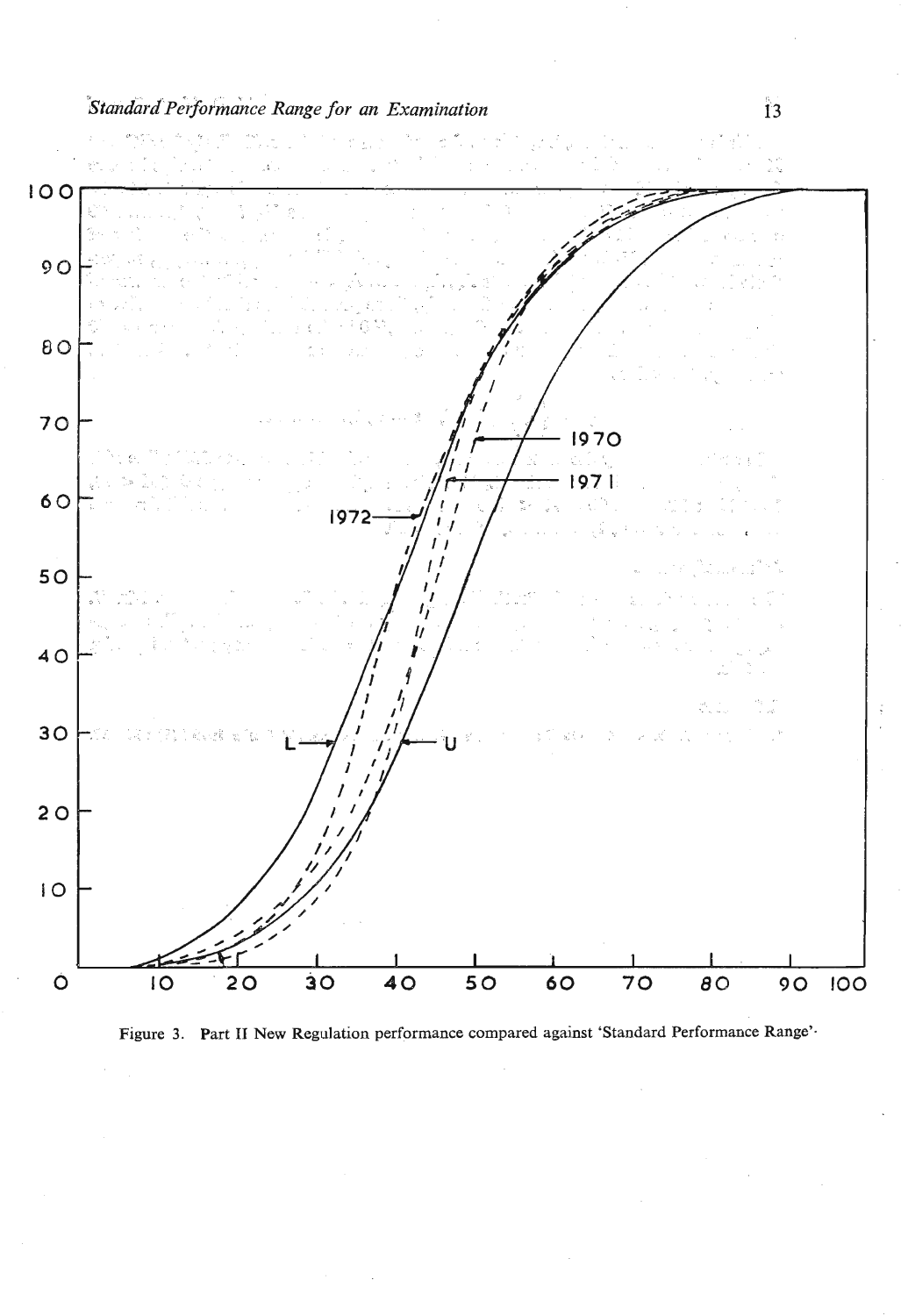Figure 3. Part II New Regulation performance compared against 'Standard Performance Range'.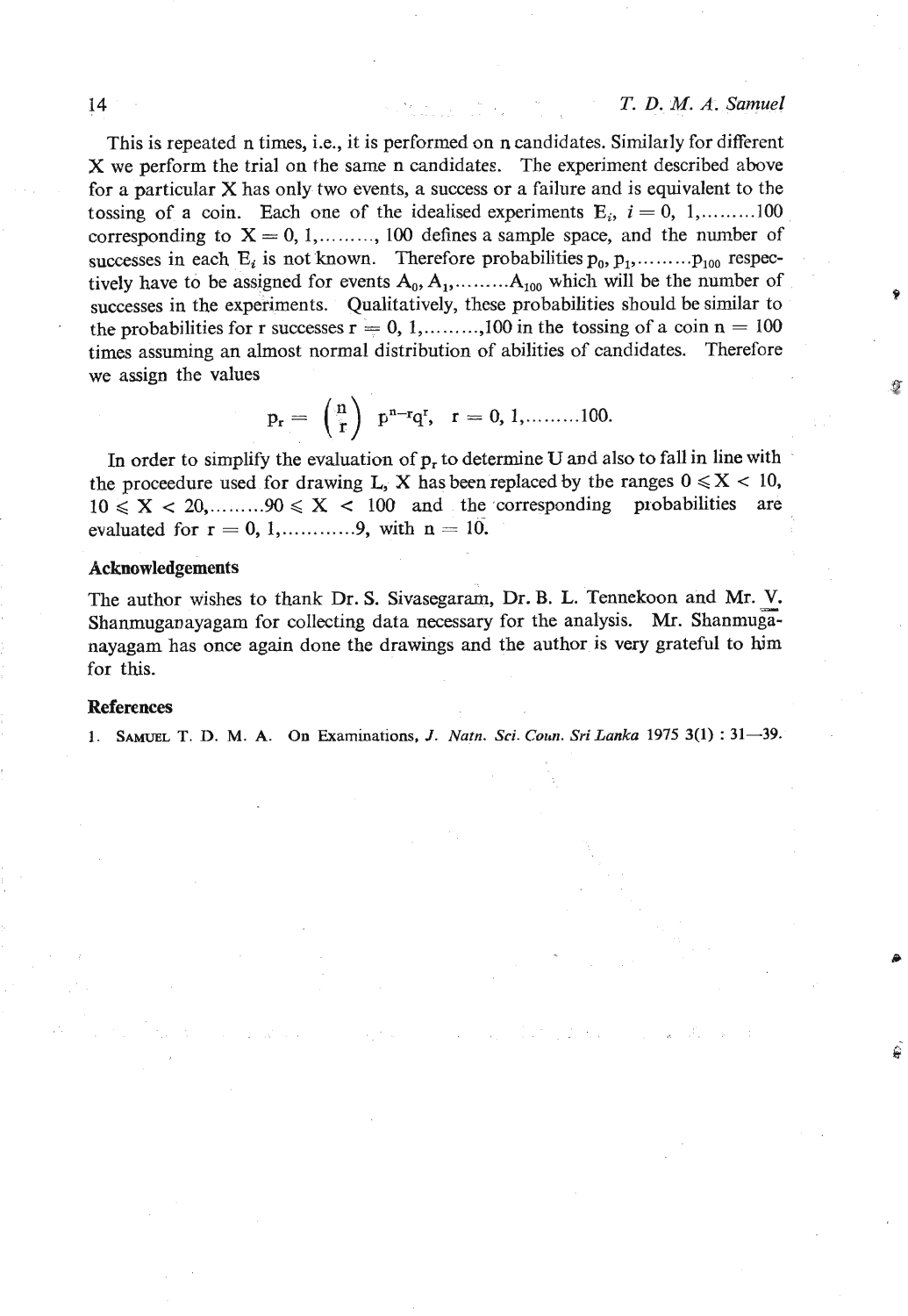This is repeated n times, i.e., it is performed on n candidates. Similarly for different X we perform the trial on the same n candidates. The experiment described above for a particular X has only two events, a success or a failure and is equivalent to the tossing of a coin. Each one of the idealised experiments $E_i$, $i = 0, 1, \ldots\ldots\ldots 100$ corresponding to $X = 0, 1, \ldots\ldots\ldots, 100$ defines a sample space, and the number of successes in each $E_i$ is not known. Therefore probabilities $p_0, p_1, \ldots\ldots\ldots p_{100}$ respectively have to be assigned for events $A_0, A_1, \ldots\ldots\ldots A_{100}$ which will be the number of successes in the experiments. Qualitatively, these probabilities should be similar to the probabilities for r successes $r = 0, 1, \ldots\ldots\ldots, 100$ in the tossing of a coin $n = 100$ times assuming an almost normal distribution of abilities of candidates. Therefore we assign the values

$$p_r = \binom{n}{r} p^{n-r} q^r, \quad r = 0, 1, \ldots\ldots\ldots 100.$$

In order to simplify the evaluation of $p_r$ to determine U and also to fall in line with the proceedure used for drawing L, X has been replaced by the ranges $0 \leqslant X < 10$, $10 \leqslant X < 20, \ldots\ldots\ldots 90 \leqslant X < 100$ and the corresponding probabilities are evaluated for $r = 0, 1, \ldots\ldots\ldots\ldots 9$, with $n = 10$.

## Acknowledgements

The author wishes to thank Dr. S. Sivasegaram, Dr. B. L. Tennekoon and Mr. V. Shanmuganayagam for collecting data necessary for the analysis. Mr. Shanmuganayagam has once again done the drawings and the author is very grateful to him for this.

## References

1. SAMUEL T. D. M. A. On Examinations, *J. Natn. Sci. Coun. Sri Lanka* 1975 3(1) : 31—39.